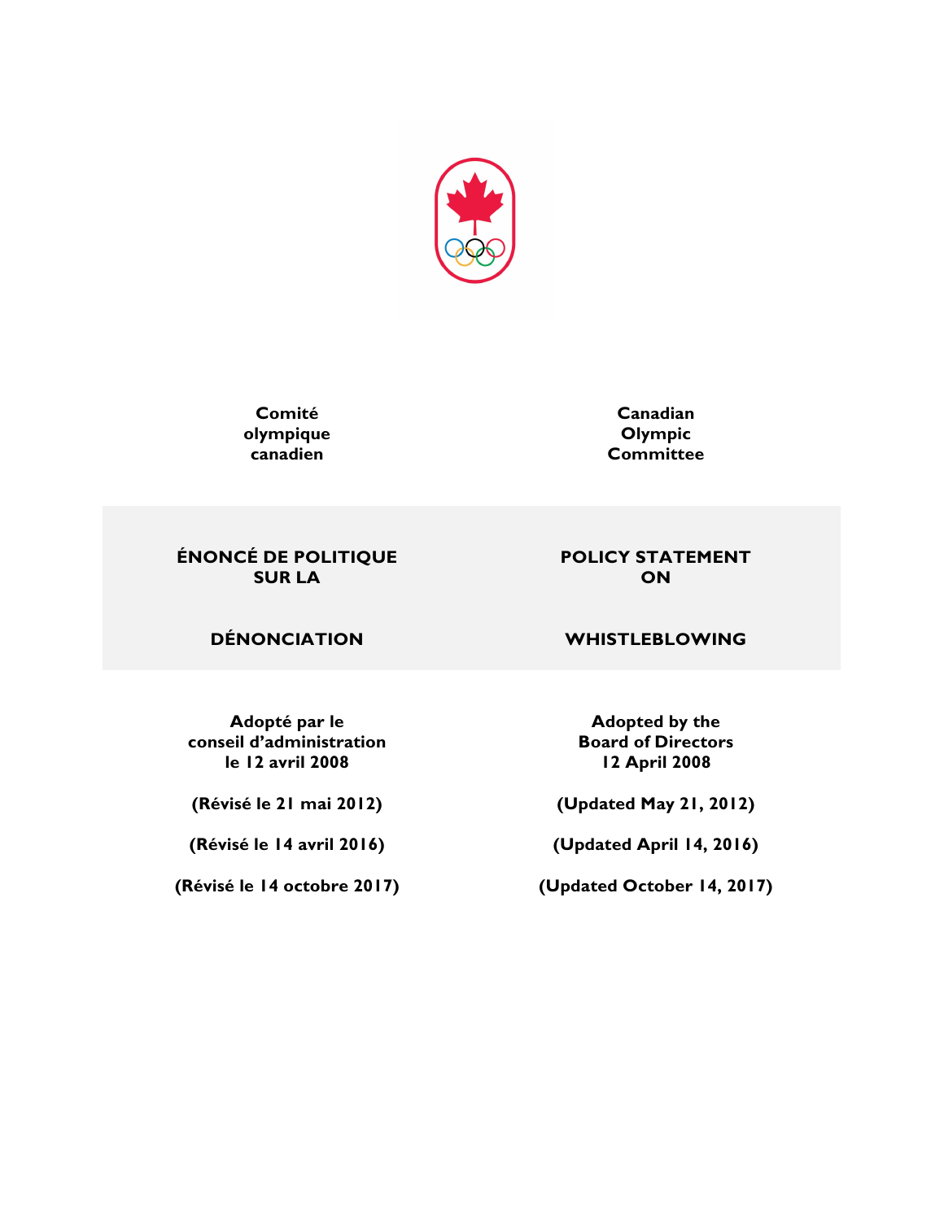| Comité olympique canadien | Canadian Olympic Committee |
|---|---|
| **ÉNONCÉ DE POLITIQUE SUR LA** | **POLICY STATEMENT ON** |
| **DÉNONCIATION** | **WHISTLEBLOWING** |
| Adopté par le conseil d'administration le 12 avril 2008 | Adopted by the Board of Directors 12 April 2008 |
| (Révisé le 21 mai 2012) | (Updated May 21, 2012) |
| (Révisé le 14 avril 2016) | (Updated April 14, 2016) |
| (Révisé le 14 octobre 2017) | (Updated October 14, 2017) |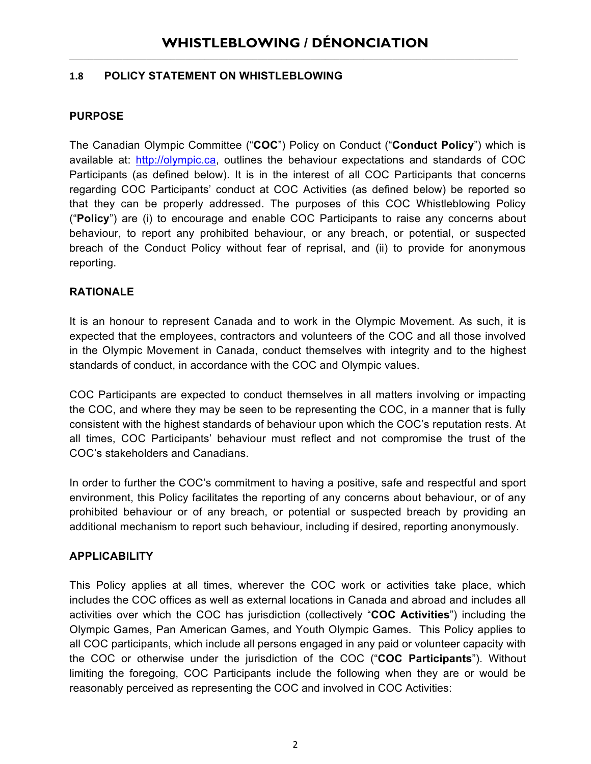# WHISTLEBLOWING / DÉNONCIATION

## 1.8 POLICY STATEMENT ON WHISTLEBLOWING

### PURPOSE

The Canadian Olympic Committee ("**COC**") Policy on Conduct ("**Conduct Policy**") which is available at: http://olympic.ca, outlines the behaviour expectations and standards of COC Participants (as defined below). It is in the interest of all COC Participants that concerns regarding COC Participants' conduct at COC Activities (as defined below) be reported so that they can be properly addressed. The purposes of this COC Whistleblowing Policy ("**Policy**") are (i) to encourage and enable COC Participants to raise any concerns about behaviour, to report any prohibited behaviour, or any breach, or potential, or suspected breach of the Conduct Policy without fear of reprisal, and (ii) to provide for anonymous reporting.

### RATIONALE

It is an honour to represent Canada and to work in the Olympic Movement. As such, it is expected that the employees, contractors and volunteers of the COC and all those involved in the Olympic Movement in Canada, conduct themselves with integrity and to the highest standards of conduct, in accordance with the COC and Olympic values.

COC Participants are expected to conduct themselves in all matters involving or impacting the COC, and where they may be seen to be representing the COC, in a manner that is fully consistent with the highest standards of behaviour upon which the COC's reputation rests. At all times, COC Participants' behaviour must reflect and not compromise the trust of the COC's stakeholders and Canadians.

In order to further the COC's commitment to having a positive, safe and respectful and sport environment, this Policy facilitates the reporting of any concerns about behaviour, or of any prohibited behaviour or of any breach, or potential or suspected breach by providing an additional mechanism to report such behaviour, including if desired, reporting anonymously.

### APPLICABILITY

This Policy applies at all times, wherever the COC work or activities take place, which includes the COC offices as well as external locations in Canada and abroad and includes all activities over which the COC has jurisdiction (collectively "**COC Activities**") including the Olympic Games, Pan American Games, and Youth Olympic Games. This Policy applies to all COC participants, which include all persons engaged in any paid or volunteer capacity with the COC or otherwise under the jurisdiction of the COC ("**COC Participants**"). Without limiting the foregoing, COC Participants include the following when they are or would be reasonably perceived as representing the COC and involved in COC Activities: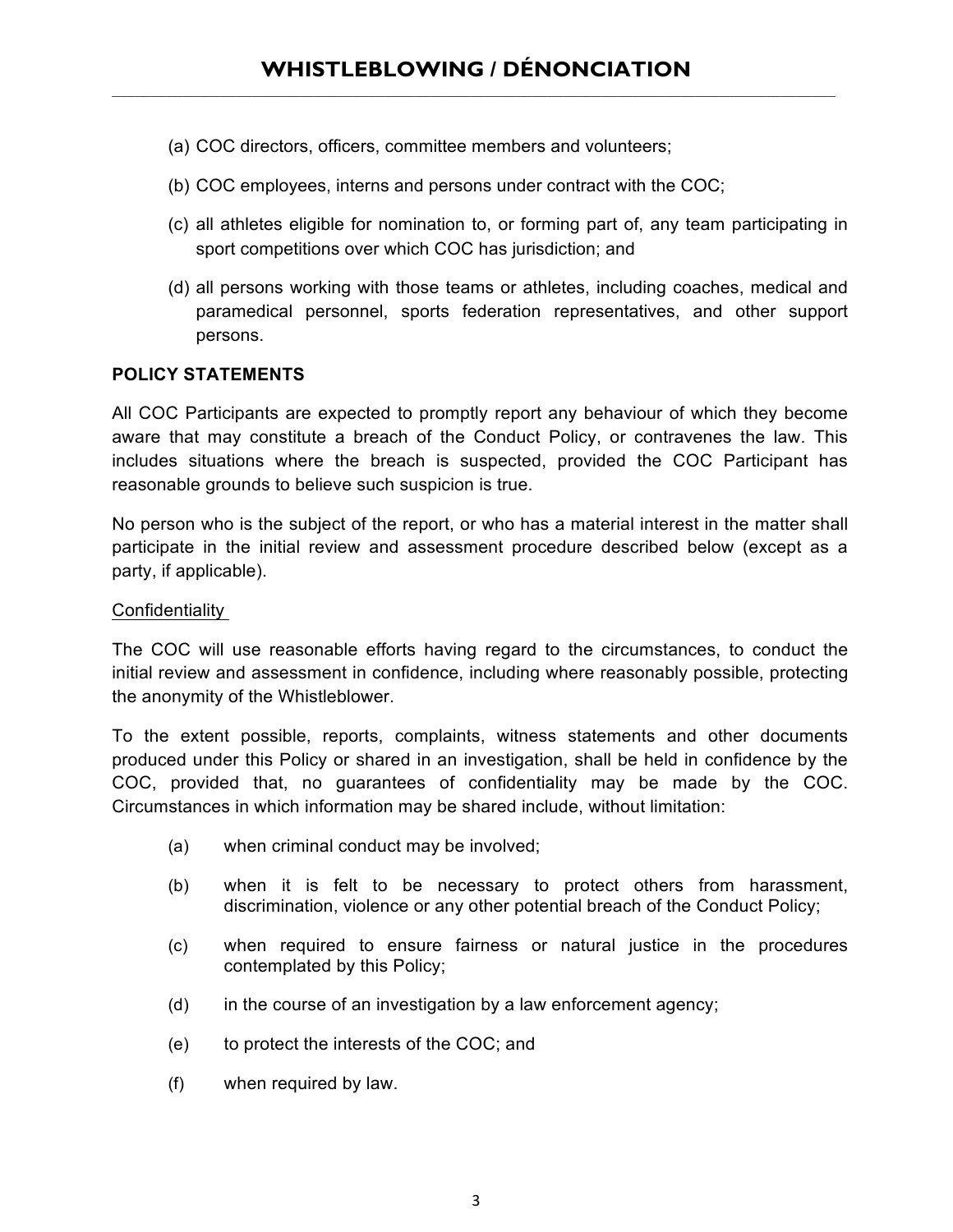(a) COC directors, officers, committee members and volunteers;

(b) COC employees, interns and persons under contract with the COC;

(c) all athletes eligible for nomination to, or forming part of, any team participating in sport competitions over which COC has jurisdiction; and

(d) all persons working with those teams or athletes, including coaches, medical and paramedical personnel, sports federation representatives, and other support persons.

**POLICY STATEMENTS**

All COC Participants are expected to promptly report any behaviour of which they become aware that may constitute a breach of the Conduct Policy, or contravenes the law. This includes situations where the breach is suspected, provided the COC Participant has reasonable grounds to believe such suspicion is true.

No person who is the subject of the report, or who has a material interest in the matter shall participate in the initial review and assessment procedure described below (except as a party, if applicable).

<u>Confidentiality</u>

The COC will use reasonable efforts having regard to the circumstances, to conduct the initial review and assessment in confidence, including where reasonably possible, protecting the anonymity of the Whistleblower.

To the extent possible, reports, complaints, witness statements and other documents produced under this Policy or shared in an investigation, shall be held in confidence by the COC, provided that, no guarantees of confidentiality may be made by the COC. Circumstances in which information may be shared include, without limitation:

(a) when criminal conduct may be involved;

(b) when it is felt to be necessary to protect others from harassment, discrimination, violence or any other potential breach of the Conduct Policy;

(c) when required to ensure fairness or natural justice in the procedures contemplated by this Policy;

(d) in the course of an investigation by a law enforcement agency;

(e) to protect the interests of the COC; and

(f) when required by law.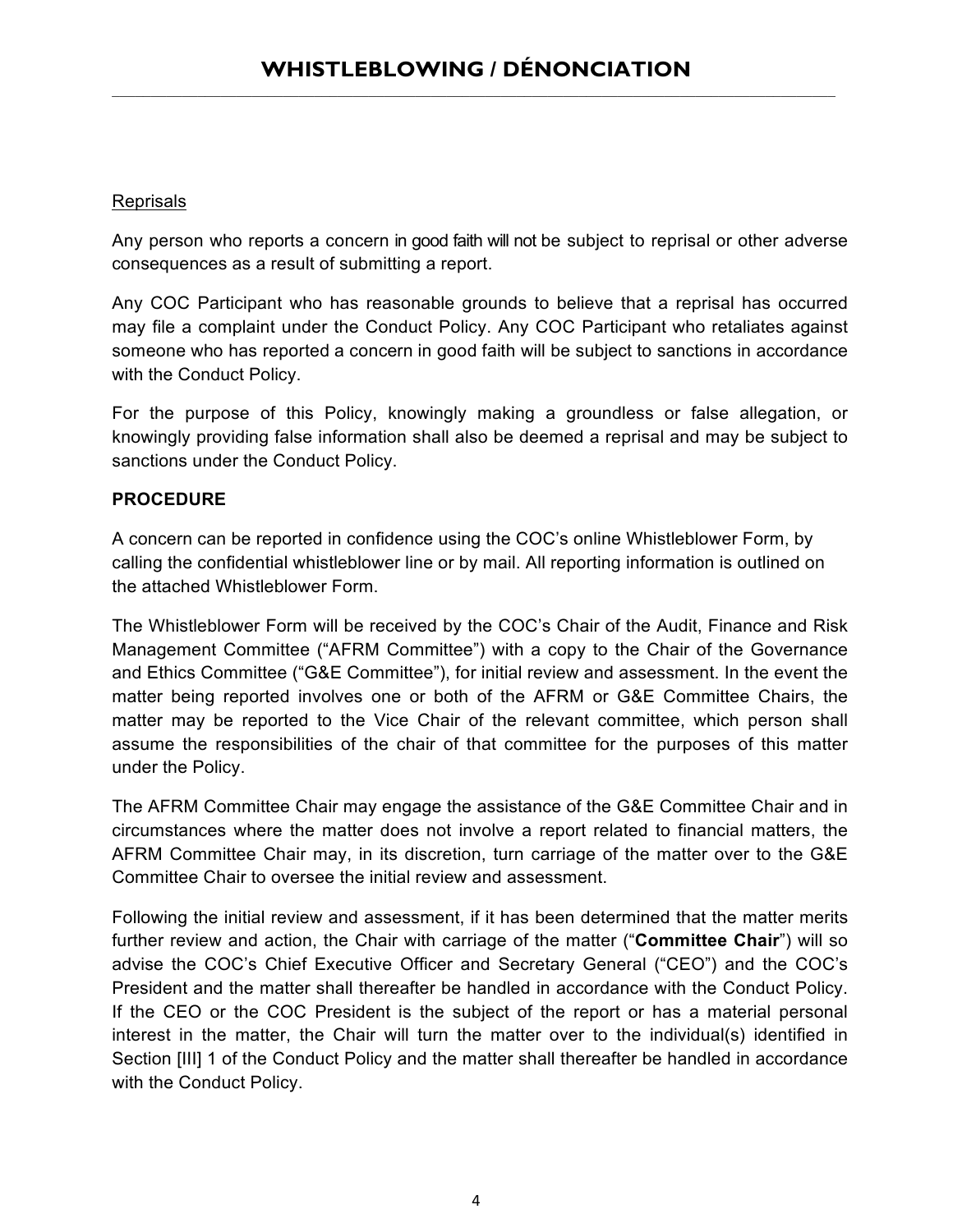Reprisals

Any person who reports a concern in good faith will not be subject to reprisal or other adverse consequences as a result of submitting a report.

Any COC Participant who has reasonable grounds to believe that a reprisal has occurred may file a complaint under the Conduct Policy. Any COC Participant who retaliates against someone who has reported a concern in good faith will be subject to sanctions in accordance with the Conduct Policy.

For the purpose of this Policy, knowingly making a groundless or false allegation, or knowingly providing false information shall also be deemed a reprisal and may be subject to sanctions under the Conduct Policy.

**PROCEDURE**

A concern can be reported in confidence using the COC's online Whistleblower Form, by calling the confidential whistleblower line or by mail. All reporting information is outlined on the attached Whistleblower Form.

The Whistleblower Form will be received by the COC's Chair of the Audit, Finance and Risk Management Committee ("AFRM Committee") with a copy to the Chair of the Governance and Ethics Committee ("G&E Committee"), for initial review and assessment. In the event the matter being reported involves one or both of the AFRM or G&E Committee Chairs, the matter may be reported to the Vice Chair of the relevant committee, which person shall assume the responsibilities of the chair of that committee for the purposes of this matter under the Policy.

The AFRM Committee Chair may engage the assistance of the G&E Committee Chair and in circumstances where the matter does not involve a report related to financial matters, the AFRM Committee Chair may, in its discretion, turn carriage of the matter over to the G&E Committee Chair to oversee the initial review and assessment.

Following the initial review and assessment, if it has been determined that the matter merits further review and action, the Chair with carriage of the matter ("**Committee Chair**") will so advise the COC's Chief Executive Officer and Secretary General ("CEO") and the COC's President and the matter shall thereafter be handled in accordance with the Conduct Policy. If the CEO or the COC President is the subject of the report or has a material personal interest in the matter, the Chair will turn the matter over to the individual(s) identified in Section [III] 1 of the Conduct Policy and the matter shall thereafter be handled in accordance with the Conduct Policy.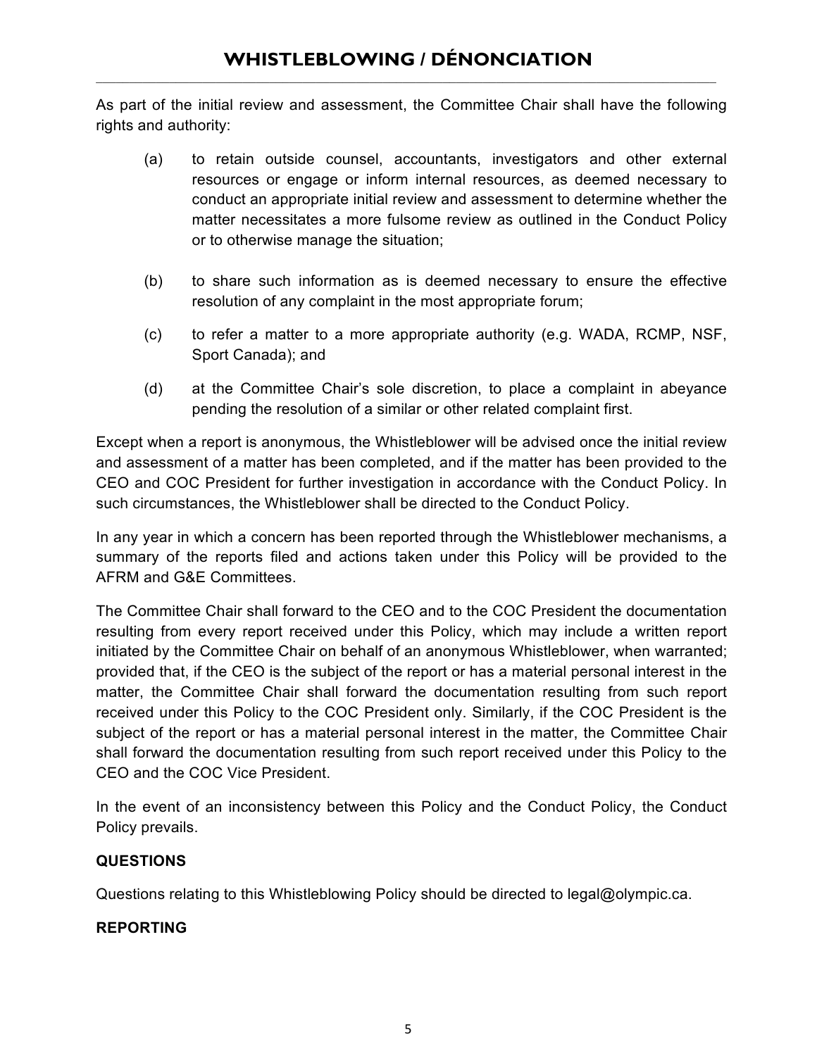As part of the initial review and assessment, the Committee Chair shall have the following rights and authority:

(a) to retain outside counsel, accountants, investigators and other external resources or engage or inform internal resources, as deemed necessary to conduct an appropriate initial review and assessment to determine whether the matter necessitates a more fulsome review as outlined in the Conduct Policy or to otherwise manage the situation;

(b) to share such information as is deemed necessary to ensure the effective resolution of any complaint in the most appropriate forum;

(c) to refer a matter to a more appropriate authority (e.g. WADA, RCMP, NSF, Sport Canada); and

(d) at the Committee Chair's sole discretion, to place a complaint in abeyance pending the resolution of a similar or other related complaint first.

Except when a report is anonymous, the Whistleblower will be advised once the initial review and assessment of a matter has been completed, and if the matter has been provided to the CEO and COC President for further investigation in accordance with the Conduct Policy. In such circumstances, the Whistleblower shall be directed to the Conduct Policy.

In any year in which a concern has been reported through the Whistleblower mechanisms, a summary of the reports filed and actions taken under this Policy will be provided to the AFRM and G&E Committees.

The Committee Chair shall forward to the CEO and to the COC President the documentation resulting from every report received under this Policy, which may include a written report initiated by the Committee Chair on behalf of an anonymous Whistleblower, when warranted; provided that, if the CEO is the subject of the report or has a material personal interest in the matter, the Committee Chair shall forward the documentation resulting from such report received under this Policy to the COC President only. Similarly, if the COC President is the subject of the report or has a material personal interest in the matter, the Committee Chair shall forward the documentation resulting from such report received under this Policy to the CEO and the COC Vice President.

In the event of an inconsistency between this Policy and the Conduct Policy, the Conduct Policy prevails.

## QUESTIONS

Questions relating to this Whistleblowing Policy should be directed to legal@olympic.ca.

## REPORTING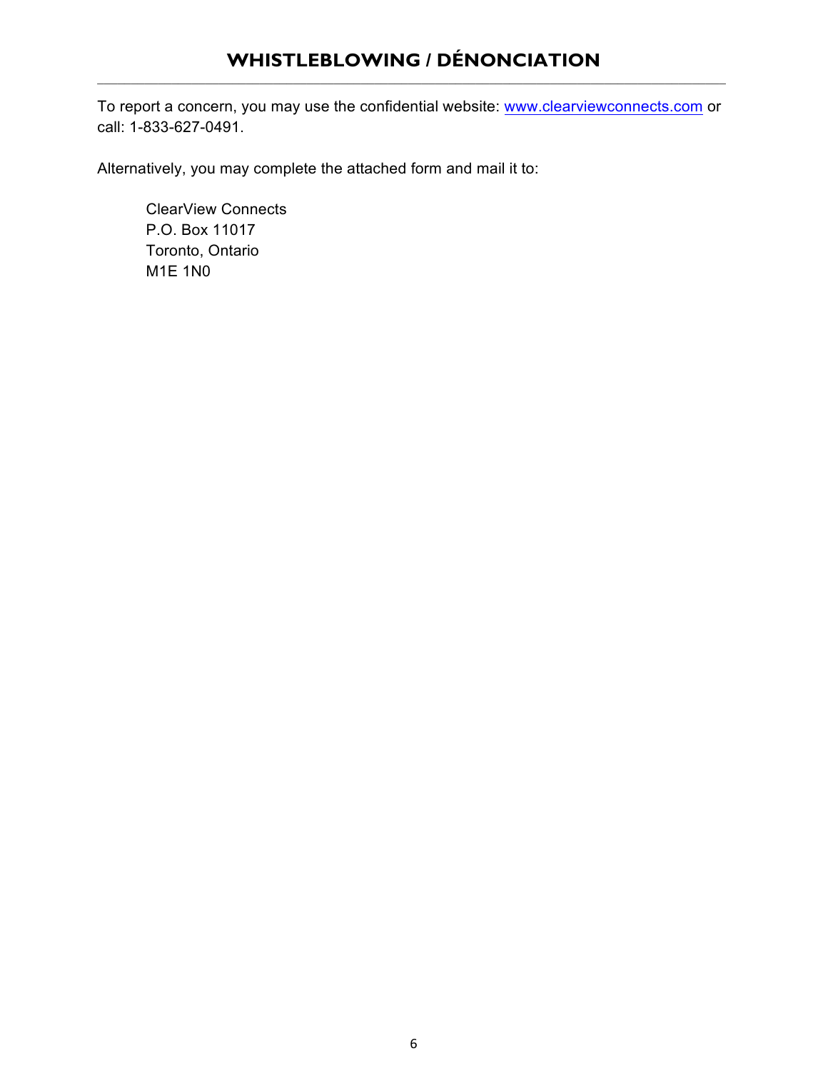# WHISTLEBLOWING / DÉNONCIATION

To report a concern, you may use the confidential website: [www.clearviewconnects.com](www.clearviewconnects.com) or call: 1-833-627-0491.

Alternatively, you may complete the attached form and mail it to:

ClearView Connects
P.O. Box 11017
Toronto, Ontario
M1E 1N0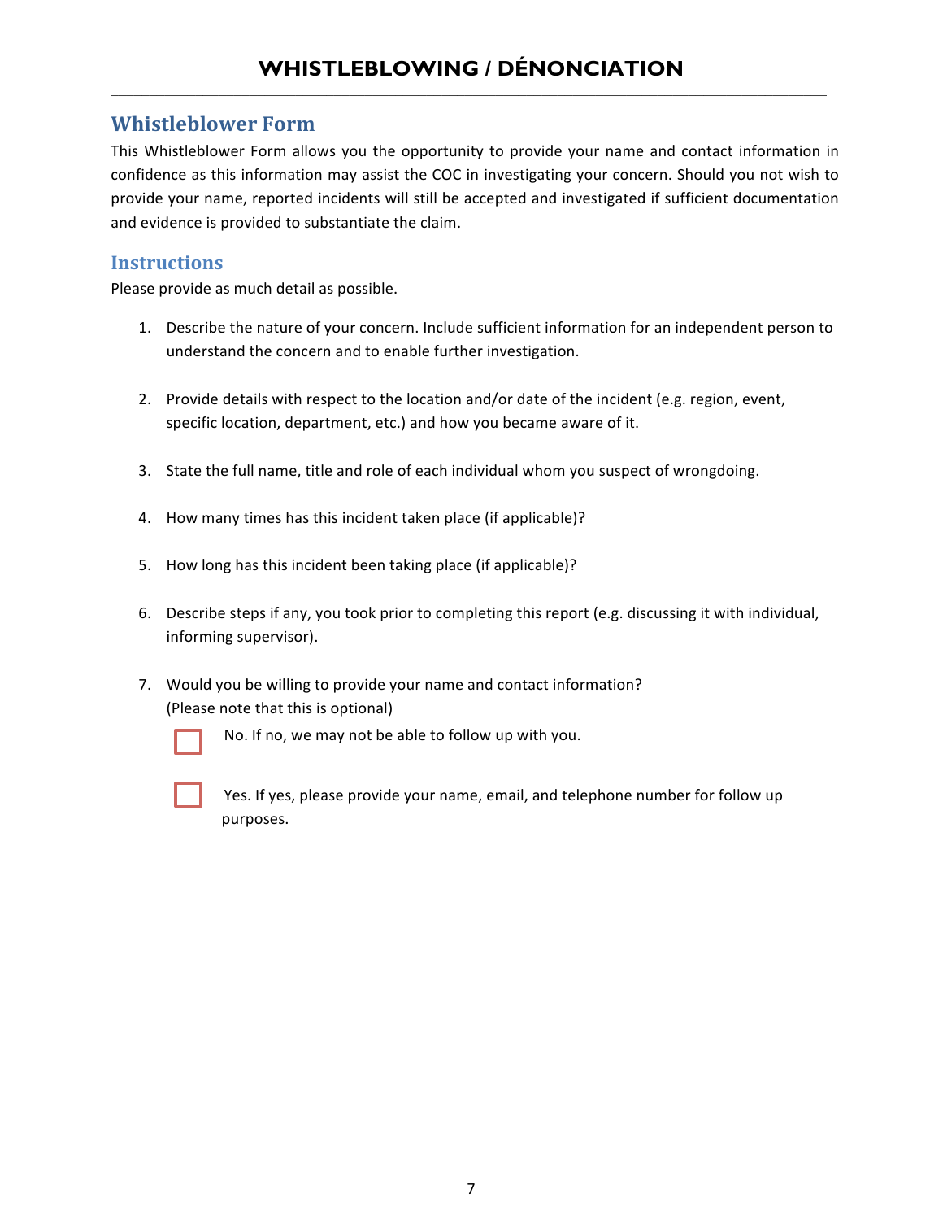# WHISTLEBLOWING / DÉNONCIATION

## Whistleblower Form

This Whistleblower Form allows you the opportunity to provide your name and contact information in confidence as this information may assist the COC in investigating your concern. Should you not wish to provide your name, reported incidents will still be accepted and investigated if sufficient documentation and evidence is provided to substantiate the claim.

### Instructions

Please provide as much detail as possible.

1. Describe the nature of your concern. Include sufficient information for an independent person to understand the concern and to enable further investigation.

2. Provide details with respect to the location and/or date of the incident (e.g. region, event, specific location, department, etc.) and how you became aware of it.

3. State the full name, title and role of each individual whom you suspect of wrongdoing.

4. How many times has this incident taken place (if applicable)?

5. How long has this incident been taking place (if applicable)?

6. Describe steps if any, you took prior to completing this report (e.g. discussing it with individual, informing supervisor).

7. Would you be willing to provide your name and contact information? (Please note that this is optional)

   ☐ No. If no, we may not be able to follow up with you.

   ☐ Yes. If yes, please provide your name, email, and telephone number for follow up purposes.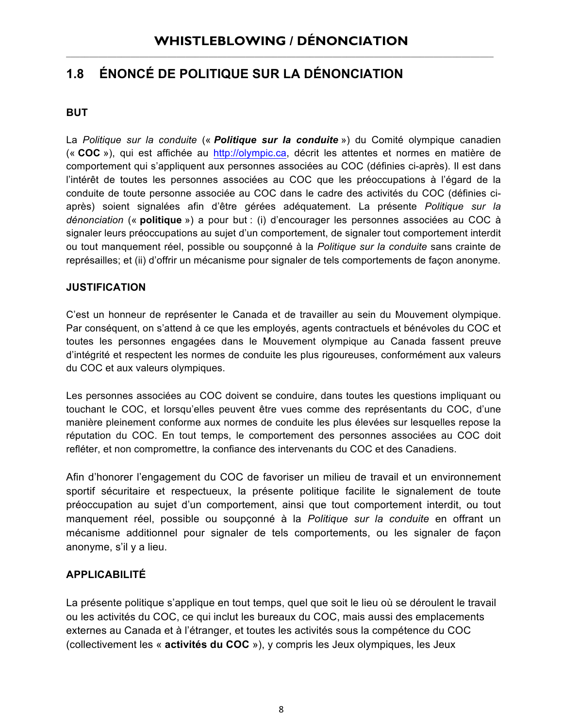# WHISTLEBLOWING / DÉNONCIATION

## 1.8 ÉNONCÉ DE POLITIQUE SUR LA DÉNONCIATION

### BUT

La *Politique sur la conduite* (« ***Politique sur la conduite*** ») du Comité olympique canadien (« **COC** »), qui est affichée au http://olympic.ca, décrit les attentes et normes en matière de comportement qui s'appliquent aux personnes associées au COC (définies ci-après). Il est dans l'intérêt de toutes les personnes associées au COC que les préoccupations à l'égard de la conduite de toute personne associée au COC dans le cadre des activités du COC (définies ci-après) soient signalées afin d'être gérées adéquatement. La présente *Politique sur la dénonciation* (« **politique** ») a pour but : (i) d'encourager les personnes associées au COC à signaler leurs préoccupations au sujet d'un comportement, de signaler tout comportement interdit ou tout manquement réel, possible ou soupçonné à la *Politique sur la conduite* sans crainte de représailles; et (ii) d'offrir un mécanisme pour signaler de tels comportements de façon anonyme.

### JUSTIFICATION

C'est un honneur de représenter le Canada et de travailler au sein du Mouvement olympique. Par conséquent, on s'attend à ce que les employés, agents contractuels et bénévoles du COC et toutes les personnes engagées dans le Mouvement olympique au Canada fassent preuve d'intégrité et respectent les normes de conduite les plus rigoureuses, conformément aux valeurs du COC et aux valeurs olympiques.

Les personnes associées au COC doivent se conduire, dans toutes les questions impliquant ou touchant le COC, et lorsqu'elles peuvent être vues comme des représentants du COC, d'une manière pleinement conforme aux normes de conduite les plus élevées sur lesquelles repose la réputation du COC. En tout temps, le comportement des personnes associées au COC doit refléter, et non compromettre, la confiance des intervenants du COC et des Canadiens.

Afin d'honorer l'engagement du COC de favoriser un milieu de travail et un environnement sportif sécuritaire et respectueux, la présente politique facilite le signalement de toute préoccupation au sujet d'un comportement, ainsi que tout comportement interdit, ou tout manquement réel, possible ou soupçonné à la *Politique sur la conduite* en offrant un mécanisme additionnel pour signaler de tels comportements, ou les signaler de façon anonyme, s'il y a lieu.

### APPLICABILITÉ

La présente politique s'applique en tout temps, quel que soit le lieu où se déroulent le travail ou les activités du COC, ce qui inclut les bureaux du COC, mais aussi des emplacements externes au Canada et à l'étranger, et toutes les activités sous la compétence du COC (collectivement les « **activités du COC** »), y compris les Jeux olympiques, les Jeux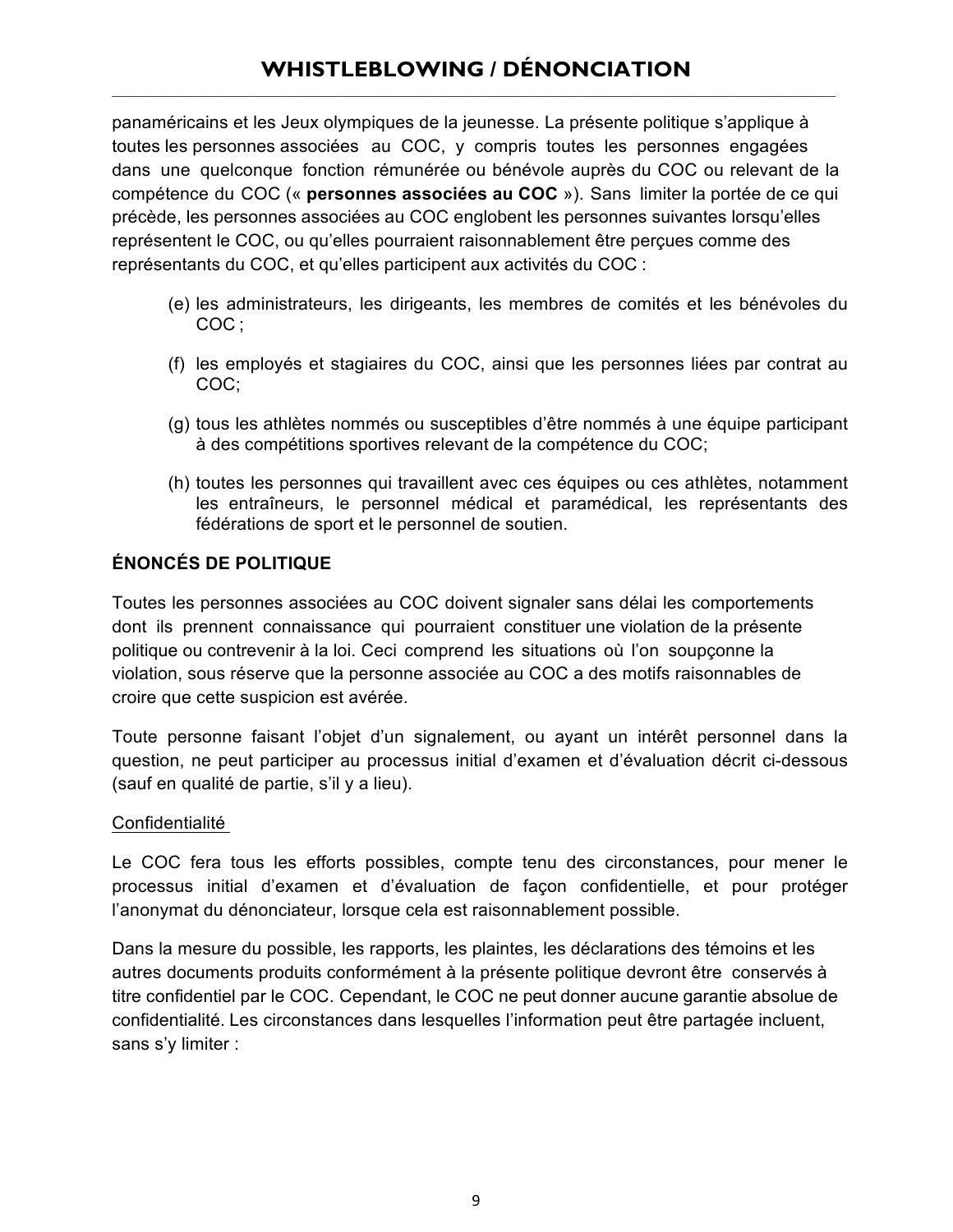panaméricains et les Jeux olympiques de la jeunesse. La présente politique s'applique à toutes les personnes associées au COC, y compris toutes les personnes engagées dans une quelconque fonction rémunérée ou bénévole auprès du COC ou relevant de la compétence du COC (« **personnes associées au COC** »). Sans limiter la portée de ce qui précède, les personnes associées au COC englobent les personnes suivantes lorsqu'elles représentent le COC, ou qu'elles pourraient raisonnablement être perçues comme des représentants du COC, et qu'elles participent aux activités du COC :

(e) les administrateurs, les dirigeants, les membres de comités et les bénévoles du COC ;

(f) les employés et stagiaires du COC, ainsi que les personnes liées par contrat au COC;

(g) tous les athlètes nommés ou susceptibles d'être nommés à une équipe participant à des compétitions sportives relevant de la compétence du COC;

(h) toutes les personnes qui travaillent avec ces équipes ou ces athlètes, notamment les entraîneurs, le personnel médical et paramédical, les représentants des fédérations de sport et le personnel de soutien.

**ÉNONCÉS DE POLITIQUE**

Toutes les personnes associées au COC doivent signaler sans délai les comportements dont ils prennent connaissance qui pourraient constituer une violation de la présente politique ou contrevenir à la loi. Ceci comprend les situations où l'on soupçonne la violation, sous réserve que la personne associée au COC a des motifs raisonnables de croire que cette suspicion est avérée.

Toute personne faisant l'objet d'un signalement, ou ayant un intérêt personnel dans la question, ne peut participer au processus initial d'examen et d'évaluation décrit ci-dessous (sauf en qualité de partie, s'il y a lieu).

Confidentialité

Le COC fera tous les efforts possibles, compte tenu des circonstances, pour mener le processus initial d'examen et d'évaluation de façon confidentielle, et pour protéger l'anonymat du dénonciateur, lorsque cela est raisonnablement possible.

Dans la mesure du possible, les rapports, les plaintes, les déclarations des témoins et les autres documents produits conformément à la présente politique devront être conservés à titre confidentiel par le COC. Cependant, le COC ne peut donner aucune garantie absolue de confidentialité. Les circonstances dans lesquelles l'information peut être partagée incluent, sans s'y limiter :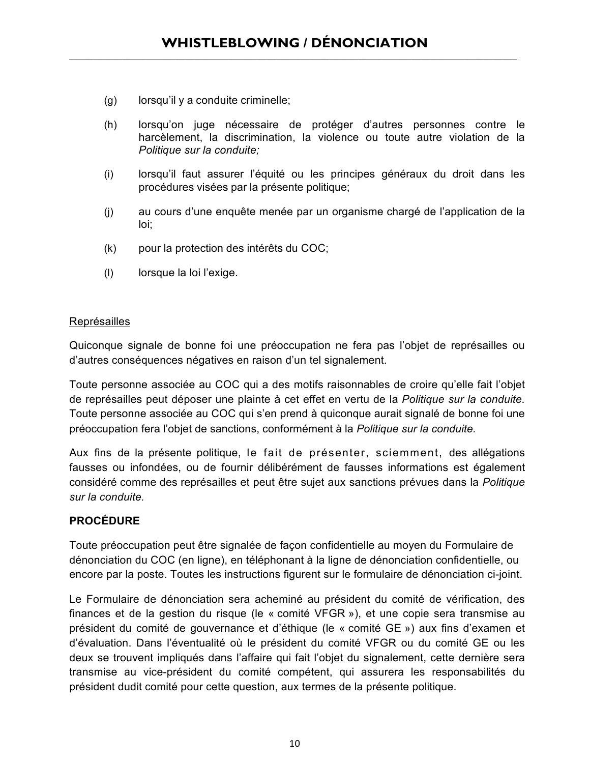(g) lorsqu'il y a conduite criminelle;

(h) lorsqu'on juge nécessaire de protéger d'autres personnes contre le harcèlement, la discrimination, la violence ou toute autre violation de la *Politique sur la conduite;*

(i) lorsqu'il faut assurer l'équité ou les principes généraux du droit dans les procédures visées par la présente politique;

(j) au cours d'une enquête menée par un organisme chargé de l'application de la loi;

(k) pour la protection des intérêts du COC;

(l) lorsque la loi l'exige.

<u>Représailles</u>

Quiconque signale de bonne foi une préoccupation ne fera pas l'objet de représailles ou d'autres conséquences négatives en raison d'un tel signalement.

Toute personne associée au COC qui a des motifs raisonnables de croire qu'elle fait l'objet de représailles peut déposer une plainte à cet effet en vertu de la *Politique sur la conduite.* Toute personne associée au COC qui s'en prend à quiconque aurait signalé de bonne foi une préoccupation fera l'objet de sanctions, conformément à la *Politique sur la conduite.*

Aux fins de la présente politique, le fait de présenter, sciemment, des allégations fausses ou infondées, ou de fournir délibérément de fausses informations est également considéré comme des représailles et peut être sujet aux sanctions prévues dans la *Politique sur la conduite.*

**PROCÉDURE**

Toute préoccupation peut être signalée de façon confidentielle au moyen du Formulaire de dénonciation du COC (en ligne), en téléphonant à la ligne de dénonciation confidentielle, ou encore par la poste. Toutes les instructions figurent sur le formulaire de dénonciation ci-joint.

Le Formulaire de dénonciation sera acheminé au président du comité de vérification, des finances et de la gestion du risque (le « comité VFGR »), et une copie sera transmise au président du comité de gouvernance et d'éthique (le « comité GE ») aux fins d'examen et d'évaluation. Dans l'éventualité où le président du comité VFGR ou du comité GE ou les deux se trouvent impliqués dans l'affaire qui fait l'objet du signalement, cette dernière sera transmise au vice-président du comité compétent, qui assurera les responsabilités du président dudit comité pour cette question, aux termes de la présente politique.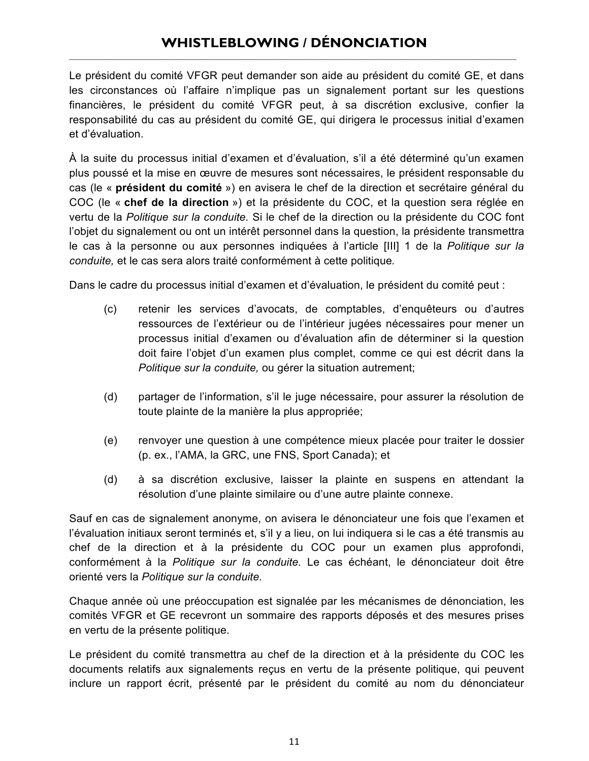Le président du comité VFGR peut demander son aide au président du comité GE, et dans les circonstances où l'affaire n'implique pas un signalement portant sur les questions financières, le président du comité VFGR peut, à sa discrétion exclusive, confier la responsabilité du cas au président du comité GE, qui dirigera le processus initial d'examen et d'évaluation.

À la suite du processus initial d'examen et d'évaluation, s'il a été déterminé qu'un examen plus poussé et la mise en œuvre de mesures sont nécessaires, le président responsable du cas (le « **président du comité** ») en avisera le chef de la direction et secrétaire général du COC (le « **chef de la direction** ») et la présidente du COC, et la question sera réglée en vertu de la *Politique sur la conduite.* Si le chef de la direction ou la présidente du COC font l'objet du signalement ou ont un intérêt personnel dans la question, la présidente transmettra le cas à la personne ou aux personnes indiquées à l'article [III] 1 de la *Politique sur la conduite,* et le cas sera alors traité conformément à cette politique*.*

Dans le cadre du processus initial d'examen et d'évaluation, le président du comité peut :

(c) retenir les services d'avocats, de comptables, d'enquêteurs ou d'autres ressources de l'extérieur ou de l'intérieur jugées nécessaires pour mener un processus initial d'examen ou d'évaluation afin de déterminer si la question doit faire l'objet d'un examen plus complet, comme ce qui est décrit dans la *Politique sur la conduite,* ou gérer la situation autrement;

(d) partager de l'information, s'il le juge nécessaire, pour assurer la résolution de toute plainte de la manière la plus appropriée;

(e) renvoyer une question à une compétence mieux placée pour traiter le dossier (p. ex., l'AMA, la GRC, une FNS, Sport Canada); et

(d) à sa discrétion exclusive, laisser la plainte en suspens en attendant la résolution d'une plainte similaire ou d'une autre plainte connexe.

Sauf en cas de signalement anonyme, on avisera le dénonciateur une fois que l'examen et l'évaluation initiaux seront terminés et, s'il y a lieu, on lui indiquera si le cas a été transmis au chef de la direction et à la présidente du COC pour un examen plus approfondi, conformément à la *Politique sur la conduite.* Le cas échéant, le dénonciateur doit être orienté vers la *Politique sur la conduite.*

Chaque année où une préoccupation est signalée par les mécanismes de dénonciation, les comités VFGR et GE recevront un sommaire des rapports déposés et des mesures prises en vertu de la présente politique.

Le président du comité transmettra au chef de la direction et à la présidente du COC les documents relatifs aux signalements reçus en vertu de la présente politique, qui peuvent inclure un rapport écrit, présenté par le président du comité au nom du dénonciateur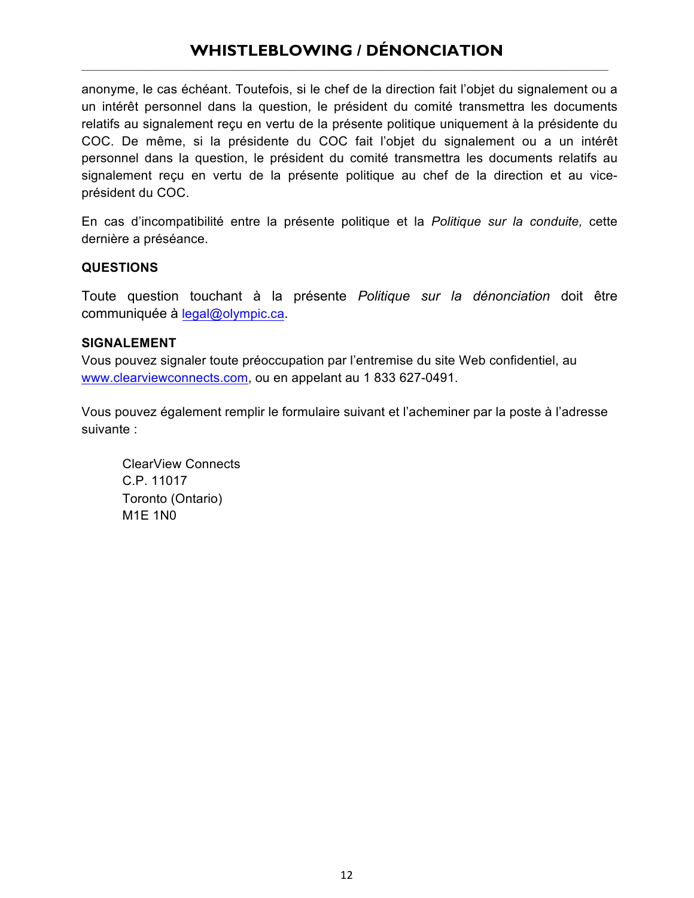anonyme, le cas échéant. Toutefois, si le chef de la direction fait l'objet du signalement ou a un intérêt personnel dans la question, le président du comité transmettra les documents relatifs au signalement reçu en vertu de la présente politique uniquement à la présidente du COC. De même, si la présidente du COC fait l'objet du signalement ou a un intérêt personnel dans la question, le président du comité transmettra les documents relatifs au signalement reçu en vertu de la présente politique au chef de la direction et au vice-président du COC.

En cas d'incompatibilité entre la présente politique et la *Politique sur la conduite,* cette dernière a préséance.

**QUESTIONS**

Toute question touchant à la présente *Politique sur la dénonciation* doit être communiquée à legal@olympic.ca.

**SIGNALEMENT**

Vous pouvez signaler toute préoccupation par l'entremise du site Web confidentiel, au www.clearviewconnects.com, ou en appelant au 1 833 627-0491.

Vous pouvez également remplir le formulaire suivant et l'acheminer par la poste à l'adresse suivante :

> ClearView Connects
> C.P. 11017
> Toronto (Ontario)
> M1E 1N0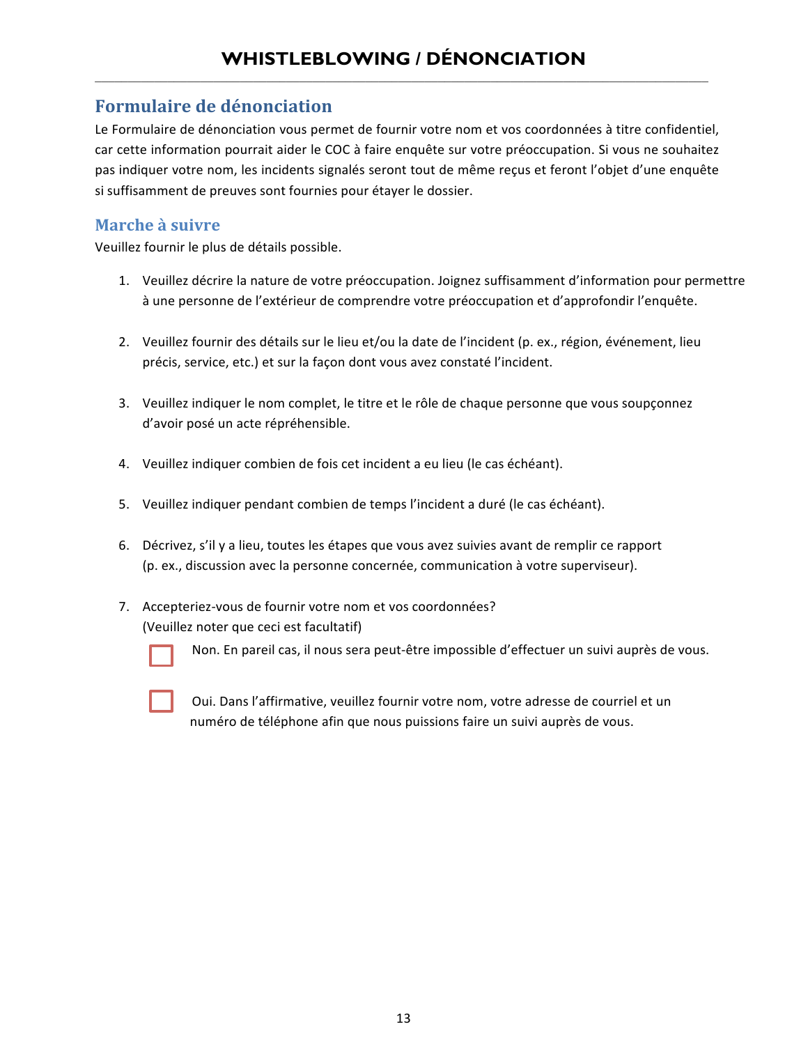# WHISTLEBLOWING / DÉNONCIATION

## Formulaire de dénonciation

Le Formulaire de dénonciation vous permet de fournir votre nom et vos coordonnées à titre confidentiel, car cette information pourrait aider le COC à faire enquête sur votre préoccupation. Si vous ne souhaitez pas indiquer votre nom, les incidents signalés seront tout de même reçus et feront l'objet d'une enquête si suffisamment de preuves sont fournies pour étayer le dossier.

## Marche à suivre

Veuillez fournir le plus de détails possible.

1. Veuillez décrire la nature de votre préoccupation. Joignez suffisamment d'information pour permettre à une personne de l'extérieur de comprendre votre préoccupation et d'approfondir l'enquête.

2. Veuillez fournir des détails sur le lieu et/ou la date de l'incident (p. ex., région, événement, lieu précis, service, etc.) et sur la façon dont vous avez constaté l'incident.

3. Veuillez indiquer le nom complet, le titre et le rôle de chaque personne que vous soupçonnez d'avoir posé un acte répréhensible.

4. Veuillez indiquer combien de fois cet incident a eu lieu (le cas échéant).

5. Veuillez indiquer pendant combien de temps l'incident a duré (le cas échéant).

6. Décrivez, s'il y a lieu, toutes les étapes que vous avez suivies avant de remplir ce rapport (p. ex., discussion avec la personne concernée, communication à votre superviseur).

7. Accepteriez-vous de fournir votre nom et vos coordonnées?
   (Veuillez noter que ceci est facultatif)

   ☐ Non. En pareil cas, il nous sera peut-être impossible d'effectuer un suivi auprès de vous.

   ☐ Oui. Dans l'affirmative, veuillez fournir votre nom, votre adresse de courriel et un numéro de téléphone afin que nous puissions faire un suivi auprès de vous.